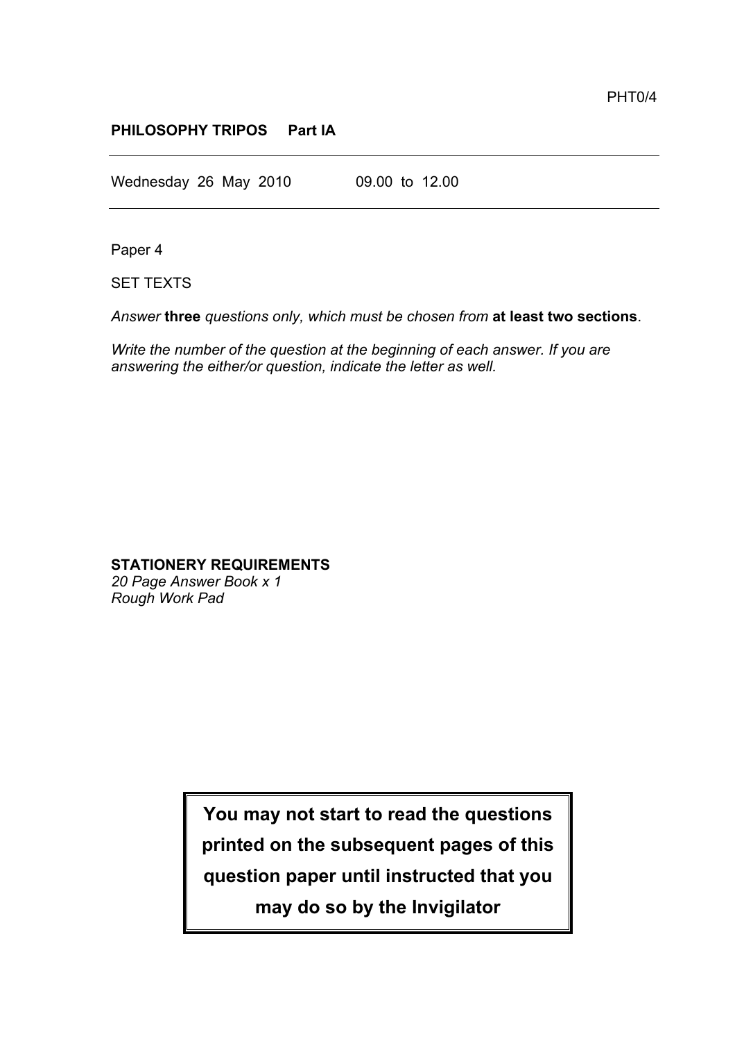PHT0/4

**PHILOSOPHY TRIPOS Part IA**

---

Wednesday 26 May 2010 09.00 to 12.00

---

Paper 4

SET TEXTS

*Answer* **three** *questions only, which must be chosen from* **at least two sections**.

*Write the number of the question at the beginning of each answer. If you are answering the either/or question, indicate the letter as well.*

**STATIONERY REQUIREMENTS**
*20 Page Answer Book x 1*
*Rough Work Pad*

**You may not start to read the questions printed on the subsequent pages of this question paper until instructed that you may do so by the Invigilator**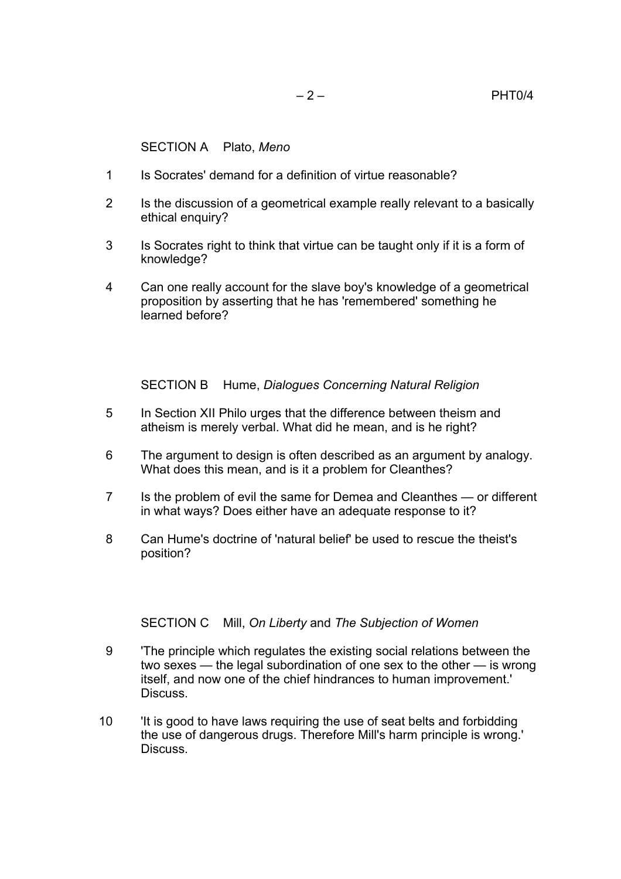## SECTION A Plato, *Meno*

1. Is Socrates' demand for a definition of virtue reasonable?

2. Is the discussion of a geometrical example really relevant to a basically ethical enquiry?

3. Is Socrates right to think that virtue can be taught only if it is a form of knowledge?

4. Can one really account for the slave boy's knowledge of a geometrical proposition by asserting that he has 'remembered' something he learned before?

## SECTION B Hume, *Dialogues Concerning Natural Religion*

5. In Section XII Philo urges that the difference between theism and atheism is merely verbal. What did he mean, and is he right?

6. The argument to design is often described as an argument by analogy. What does this mean, and is it a problem for Cleanthes?

7. Is the problem of evil the same for Demea and Cleanthes — or different in what ways? Does either have an adequate response to it?

8. Can Hume's doctrine of 'natural belief' be used to rescue the theist's position?

## SECTION C Mill, *On Liberty* and *The Subjection of Women*

9. 'The principle which regulates the existing social relations between the two sexes — the legal subordination of one sex to the other — is wrong itself, and now one of the chief hindrances to human improvement.' Discuss.

10. 'It is good to have laws requiring the use of seat belts and forbidding the use of dangerous drugs. Therefore Mill's harm principle is wrong.' Discuss.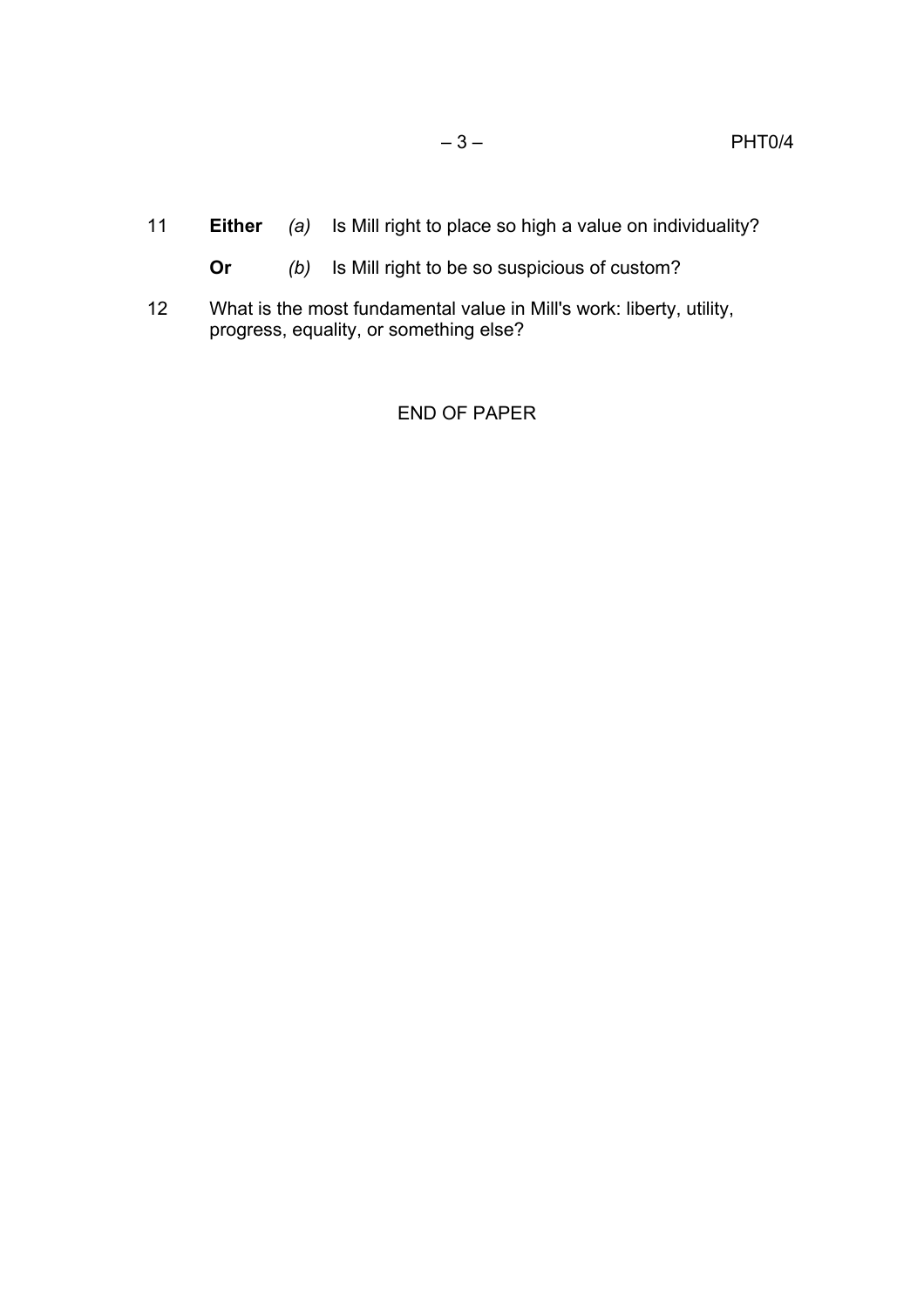11 **Either** *(a)* Is Mill right to place so high a value on individuality?

**Or** *(b)* Is Mill right to be so suspicious of custom?

12 What is the most fundamental value in Mill's work: liberty, utility, progress, equality, or something else?

END OF PAPER